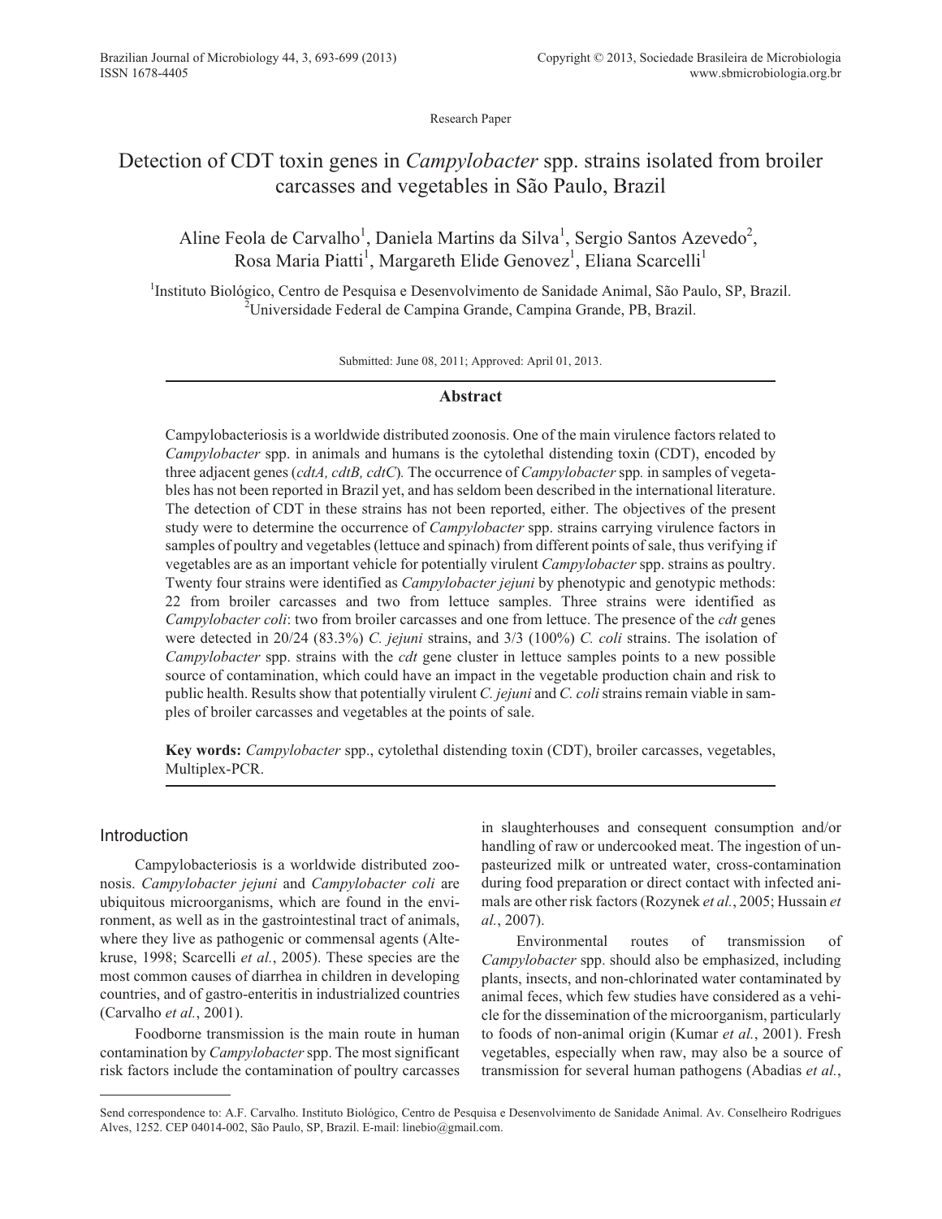Research Paper

# Detection of CDT toxin genes in *Campylobacter* spp. strains isolated from broiler carcasses and vegetables in São Paulo, Brazil

Aline Feola de Carvalho[1], Daniela Martins da Silva[1], Sergio Santos Azevedo[2], Rosa Maria Piatti[1], Margareth Elide Genovez[1], Eliana Scarcelli[1]

[1]Instituto Biológico, Centro de Pesquisa e Desenvolvimento de Sanidade Animal, São Paulo, SP, Brazil.
[2]Universidade Federal de Campina Grande, Campina Grande, PB, Brazil.

Submitted: June 08, 2011; Approved: April 01, 2013.

## Abstract

Campylobacteriosis is a worldwide distributed zoonosis. One of the main virulence factors related to *Campylobacter* spp. in animals and humans is the cytolethal distending toxin (CDT), encoded by three adjacent genes (*cdtA, cdtB, cdtC*). The occurrence of *Campylobacter* spp. in samples of vegetables has not been reported in Brazil yet, and has seldom been described in the international literature. The detection of CDT in these strains has not been reported, either. The objectives of the present study were to determine the occurrence of *Campylobacter* spp. strains carrying virulence factors in samples of poultry and vegetables (lettuce and spinach) from different points of sale, thus verifying if vegetables are as an important vehicle for potentially virulent *Campylobacter* spp. strains as poultry. Twenty four strains were identified as *Campylobacter jejuni* by phenotypic and genotypic methods: 22 from broiler carcasses and two from lettuce samples. Three strains were identified as *Campylobacter coli*: two from broiler carcasses and one from lettuce. The presence of the *cdt* genes were detected in 20/24 (83.3%) *C. jejuni* strains, and 3/3 (100%) *C. coli* strains. The isolation of *Campylobacter* spp. strains with the *cdt* gene cluster in lettuce samples points to a new possible source of contamination, which could have an impact in the vegetable production chain and risk to public health. Results show that potentially virulent *C. jejuni* and *C. coli* strains remain viable in samples of broiler carcasses and vegetables at the points of sale.

**Key words:** *Campylobacter* spp., cytolethal distending toxin (CDT), broiler carcasses, vegetables, Multiplex-PCR.

## Introduction

Campylobacteriosis is a worldwide distributed zoonosis. *Campylobacter jejuni* and *Campylobacter coli* are ubiquitous microorganisms, which are found in the environment, as well as in the gastrointestinal tract of animals, where they live as pathogenic or commensal agents (Altekruse, 1998; Scarcelli *et al.*, 2005). These species are the most common causes of diarrhea in children in developing countries, and of gastro-enteritis in industrialized countries (Carvalho *et al.*, 2001).

Foodborne transmission is the main route in human contamination by *Campylobacter* spp. The most significant risk factors include the contamination of poultry carcasses in slaughterhouses and consequent consumption and/or handling of raw or undercooked meat. The ingestion of unpasteurized milk or untreated water, cross-contamination during food preparation or direct contact with infected animals are other risk factors (Rozynek *et al.*, 2005; Hussain *et al.*, 2007).

Environmental routes of transmission of *Campylobacter* spp. should also be emphasized, including plants, insects, and non-chlorinated water contaminated by animal feces, which few studies have considered as a vehicle for the dissemination of the microorganism, particularly to foods of non-animal origin (Kumar *et al.*, 2001). Fresh vegetables, especially when raw, may also be a source of transmission for several human pathogens (Abadias *et al.*,

Send correspondence to: A.F. Carvalho. Instituto Biológico, Centro de Pesquisa e Desenvolvimento de Sanidade Animal. Av. Conselheiro Rodrigues Alves, 1252. CEP 04014-002, São Paulo, SP, Brazil. E-mail: linebio@gmail.com.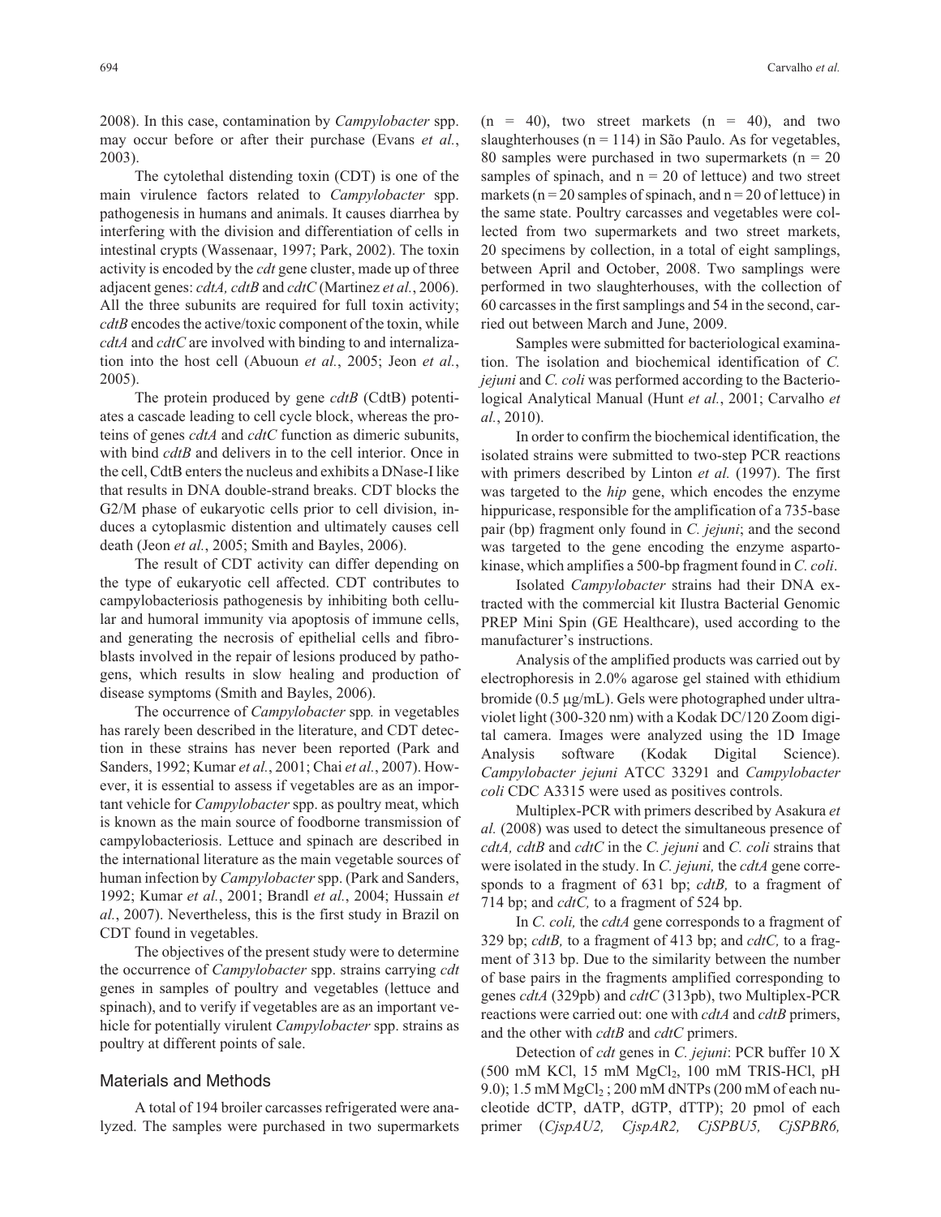2008). In this case, contamination by *Campylobacter* spp. may occur before or after their purchase (Evans *et al.*, 2003).

The cytolethal distending toxin (CDT) is one of the main virulence factors related to *Campylobacter* spp. pathogenesis in humans and animals. It causes diarrhea by interfering with the division and differentiation of cells in intestinal crypts (Wassenaar, 1997; Park, 2002). The toxin activity is encoded by the *cdt* gene cluster, made up of three adjacent genes: *cdtA, cdtB* and *cdtC* (Martinez *et al.*, 2006). All the three subunits are required for full toxin activity; *cdtB* encodes the active/toxic component of the toxin, while *cdtA* and *cdtC* are involved with binding to and internalization into the host cell (Abuoun *et al.*, 2005; Jeon *et al.*, 2005).

The protein produced by gene *cdtB* (CdtB) potentiates a cascade leading to cell cycle block, whereas the proteins of genes *cdtA* and *cdtC* function as dimeric subunits, with bind *cdtB* and delivers in to the cell interior. Once in the cell, CdtB enters the nucleus and exhibits a DNase-I like that results in DNA double-strand breaks. CDT blocks the G2/M phase of eukaryotic cells prior to cell division, induces a cytoplasmic distention and ultimately causes cell death (Jeon *et al.*, 2005; Smith and Bayles, 2006).

The result of CDT activity can differ depending on the type of eukaryotic cell affected. CDT contributes to campylobacteriosis pathogenesis by inhibiting both cellular and humoral immunity via apoptosis of immune cells, and generating the necrosis of epithelial cells and fibroblasts involved in the repair of lesions produced by pathogens, which results in slow healing and production of disease symptoms (Smith and Bayles, 2006).

The occurrence of *Campylobacter* spp*.* in vegetables has rarely been described in the literature, and CDT detection in these strains has never been reported (Park and Sanders, 1992; Kumar *et al.*, 2001; Chai *et al.*, 2007). However, it is essential to assess if vegetables are as an important vehicle for *Campylobacter* spp. as poultry meat, which is known as the main source of foodborne transmission of campylobacteriosis. Lettuce and spinach are described in the international literature as the main vegetable sources of human infection by *Campylobacter* spp. (Park and Sanders, 1992; Kumar *et al.*, 2001; Brandl *et al.*, 2004; Hussain *et al.*, 2007). Nevertheless, this is the first study in Brazil on CDT found in vegetables.

The objectives of the present study were to determine the occurrence of *Campylobacter* spp. strains carrying *cdt* genes in samples of poultry and vegetables (lettuce and spinach), and to verify if vegetables are as an important vehicle for potentially virulent *Campylobacter* spp. strains as poultry at different points of sale.

## Materials and Methods

A total of 194 broiler carcasses refrigerated were analyzed. The samples were purchased in two supermarkets (n = 40), two street markets (n = 40), and two slaughterhouses (n = 114) in São Paulo. As for vegetables, 80 samples were purchased in two supermarkets (n = 20 samples of spinach, and n = 20 of lettuce) and two street markets (n = 20 samples of spinach, and n = 20 of lettuce) in the same state. Poultry carcasses and vegetables were collected from two supermarkets and two street markets, 20 specimens by collection, in a total of eight samplings, between April and October, 2008. Two samplings were performed in two slaughterhouses, with the collection of 60 carcasses in the first samplings and 54 in the second, carried out between March and June, 2009.

Samples were submitted for bacteriological examination. The isolation and biochemical identification of *C. jejuni* and *C. coli* was performed according to the Bacteriological Analytical Manual (Hunt *et al.*, 2001; Carvalho *et al.*, 2010).

In order to confirm the biochemical identification, the isolated strains were submitted to two-step PCR reactions with primers described by Linton *et al.* (1997). The first was targeted to the *hip* gene, which encodes the enzyme hippuricase, responsible for the amplification of a 735-base pair (bp) fragment only found in *C. jejuni*; and the second was targeted to the gene encoding the enzyme aspartokinase, which amplifies a 500-bp fragment found in *C. coli*.

Isolated *Campylobacter* strains had their DNA extracted with the commercial kit Ilustra Bacterial Genomic PREP Mini Spin (GE Healthcare), used according to the manufacturer's instructions.

Analysis of the amplified products was carried out by electrophoresis in 2.0% agarose gel stained with ethidium bromide (0.5 μg/mL). Gels were photographed under ultraviolet light (300-320 nm) with a Kodak DC/120 Zoom digital camera. Images were analyzed using the 1D Image Analysis software (Kodak Digital Science). *Campylobacter jejuni* ATCC 33291 and *Campylobacter coli* CDC A3315 were used as positives controls.

Multiplex-PCR with primers described by Asakura *et al.* (2008) was used to detect the simultaneous presence of *cdtA, cdtB* and *cdtC* in the *C. jejuni* and *C. coli* strains that were isolated in the study. In *C. jejuni,* the *cdtA* gene corresponds to a fragment of 631 bp; *cdtB,* to a fragment of 714 bp; and *cdtC,* to a fragment of 524 bp.

In *C. coli,* the *cdtA* gene corresponds to a fragment of 329 bp; *cdtB,* to a fragment of 413 bp; and *cdtC,* to a fragment of 313 bp. Due to the similarity between the number of base pairs in the fragments amplified corresponding to genes *cdtA* (329pb) and *cdtC* (313pb), two Multiplex-PCR reactions were carried out: one with *cdtA* and *cdtB* primers, and the other with *cdtB* and *cdtC* primers.

Detection of *cdt* genes in *C. jejuni*: PCR buffer 10 X (500 mM KCl, 15 mM $MgCl_2$, 100 mM TRIS-HCl, pH 9.0); 1.5 mM $MgCl_2$ ; 200 mM dNTPs (200 mM of each nucleotide dCTP, dATP, dGTP, dTTP); 20 pmol of each primer (*CjspAU2, CjspAR2, CjSPBU5, CjSPBR6,*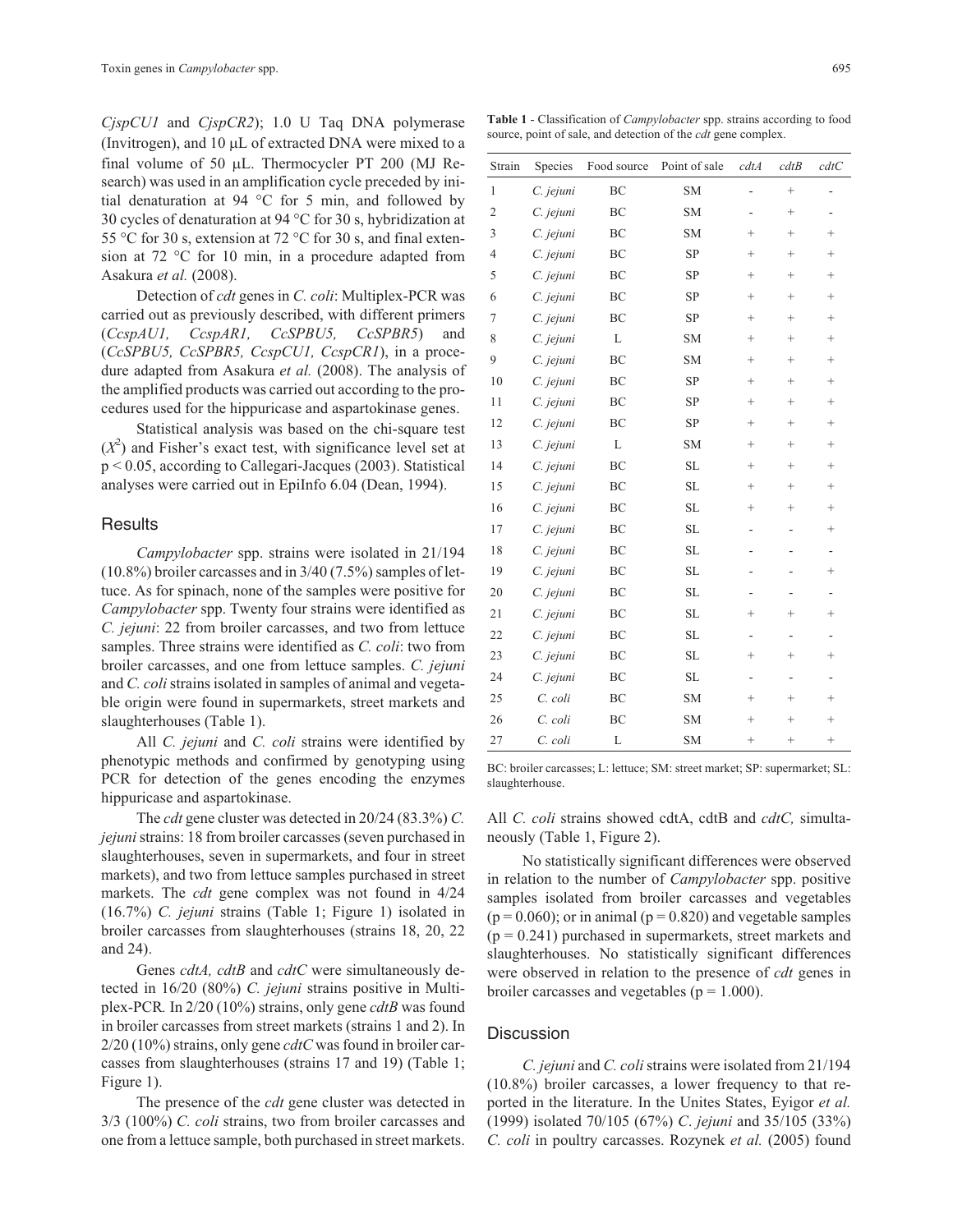*CjspCU1* and *CjspCR2*); 1.0 U Taq DNA polymerase (Invitrogen), and 10 μL of extracted DNA were mixed to a final volume of 50 μL. Thermocycler PT 200 (MJ Research) was used in an amplification cycle preceded by initial denaturation at 94 °C for 5 min, and followed by 30 cycles of denaturation at 94 °C for 30 s, hybridization at 55 °C for 30 s, extension at 72 °C for 30 s, and final extension at 72 °C for 10 min, in a procedure adapted from Asakura *et al.* (2008).

Detection of *cdt* genes in *C. coli*: Multiplex-PCR was carried out as previously described, with different primers (*CcspAU1, CcspAR1, CcSPBU5, CcSPBR5*) and (*CcSPBU5, CcSPBR5, CcspCU1, CcspCR1*), in a procedure adapted from Asakura *et al.* (2008). The analysis of the amplified products was carried out according to the procedures used for the hippuricase and aspartokinase genes.

Statistical analysis was based on the chi-square test ($X^2$) and Fisher's exact test, with significance level set at $p < 0.05$, according to Callegari-Jacques (2003). Statistical analyses were carried out in EpiInfo 6.04 (Dean, 1994).

## Results

*Campylobacter* spp. strains were isolated in 21/194 (10.8%) broiler carcasses and in 3/40 (7.5%) samples of lettuce. As for spinach, none of the samples were positive for *Campylobacter* spp. Twenty four strains were identified as *C. jejuni*: 22 from broiler carcasses, and two from lettuce samples. Three strains were identified as *C. coli*: two from broiler carcasses, and one from lettuce samples. *C. jejuni* and *C. coli* strains isolated in samples of animal and vegetable origin were found in supermarkets, street markets and slaughterhouses (Table 1).

All *C. jejuni* and *C. coli* strains were identified by phenotypic methods and confirmed by genotyping using PCR for detection of the genes encoding the enzymes hippuricase and aspartokinase.

The *cdt* gene cluster was detected in 20/24 (83.3%) *C. jejuni* strains: 18 from broiler carcasses (seven purchased in slaughterhouses, seven in supermarkets, and four in street markets), and two from lettuce samples purchased in street markets. The *cdt* gene complex was not found in 4/24 (16.7%) *C. jejuni* strains (Table 1; Figure 1) isolated in broiler carcasses from slaughterhouses (strains 18, 20, 22 and 24).

Genes *cdtA, cdtB* and *cdtC* were simultaneously detected in 16/20 (80%) *C. jejuni* strains positive in Multiplex-PCR. In 2/20 (10%) strains, only gene *cdtB* was found in broiler carcasses from street markets (strains 1 and 2). In 2/20 (10%) strains, only gene *cdtC* was found in broiler carcasses from slaughterhouses (strains 17 and 19) (Table 1; Figure 1).

The presence of the *cdt* gene cluster was detected in 3/3 (100%) *C. coli* strains, two from broiler carcasses and one from a lettuce sample, both purchased in street markets. All *C. coli* strains showed cdtA, cdtB and *cdtC,* simultaneously (Table 1, Figure 2).

No statistically significant differences were observed in relation to the number of *Campylobacter* spp. positive samples isolated from broiler carcasses and vegetables ($p = 0.060$); or in animal ($p = 0.820$) and vegetable samples ($p = 0.241$) purchased in supermarkets, street markets and slaughterhouses. No statistically significant differences were observed in relation to the presence of *cdt* genes in broiler carcasses and vegetables ($p = 1.000$).

**Table 1** - Classification of *Campylobacter* spp. strains according to food source, point of sale, and detection of the *cdt* gene complex.

| Strain | Species | Food source | Point of sale | *cdtA* | *cdtB* | *cdtC* |
|---|---|---|---|---|---|---|
| 1 | *C. jejuni* | BC | SM | - | + | - |
| 2 | *C. jejuni* | BC | SM | - | + | - |
| 3 | *C. jejuni* | BC | SM | + | + | + |
| 4 | *C. jejuni* | BC | SP | + | + | + |
| 5 | *C. jejuni* | BC | SP | + | + | + |
| 6 | *C. jejuni* | BC | SP | + | + | + |
| 7 | *C. jejuni* | BC | SP | + | + | + |
| 8 | *C. jejuni* | L | SM | + | + | + |
| 9 | *C. jejuni* | BC | SM | + | + | + |
| 10 | *C. jejuni* | BC | SP | + | + | + |
| 11 | *C. jejuni* | BC | SP | + | + | + |
| 12 | *C. jejuni* | BC | SP | + | + | + |
| 13 | *C. jejuni* | L | SM | + | + | + |
| 14 | *C. jejuni* | BC | SL | + | + | + |
| 15 | *C. jejuni* | BC | SL | + | + | + |
| 16 | *C. jejuni* | BC | SL | + | + | + |
| 17 | *C. jejuni* | BC | SL | - | - | + |
| 18 | *C. jejuni* | BC | SL | - | - | - |
| 19 | *C. jejuni* | BC | SL | - | - | + |
| 20 | *C. jejuni* | BC | SL | - | - | - |
| 21 | *C. jejuni* | BC | SL | + | + | + |
| 22 | *C. jejuni* | BC | SL | - | - | - |
| 23 | *C. jejuni* | BC | SL | + | + | + |
| 24 | *C. jejuni* | BC | SL | - | - | - |
| 25 | *C. coli* | BC | SM | + | + | + |
| 26 | *C. coli* | BC | SM | + | + | + |
| 27 | *C. coli* | L | SM | + | + | + |

BC: broiler carcasses; L: lettuce; SM: street market; SP: supermarket; SL: slaughterhouse.

## Discussion

*C. jejuni* and *C. coli* strains were isolated from 21/194 (10.8%) broiler carcasses, a lower frequency to that reported in the literature. In the Unites States, Eyigor *et al.* (1999) isolated 70/105 (67%) *C. jejuni* and 35/105 (33%) *C. coli* in poultry carcasses. Rozynek *et al.* (2005) found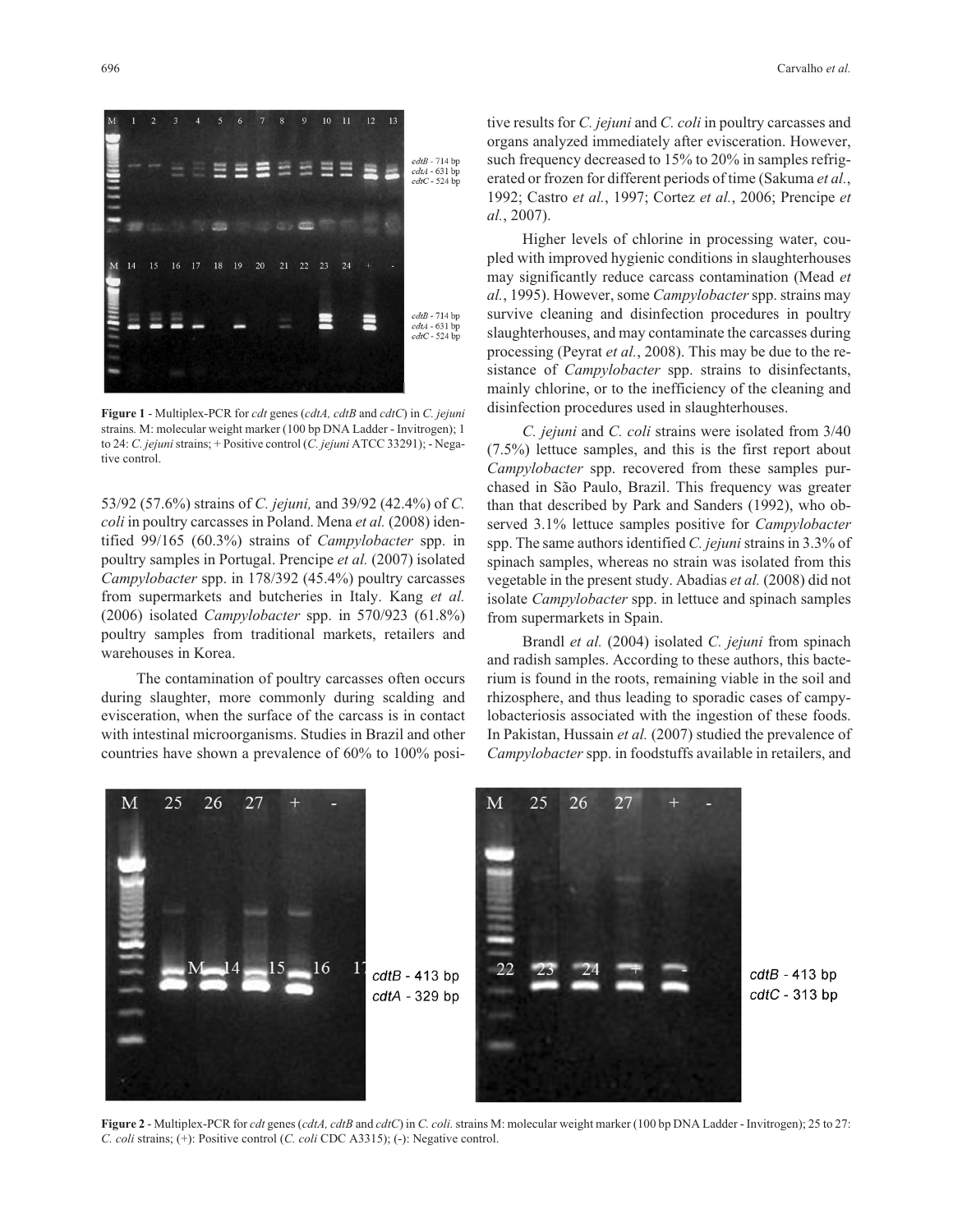Figure 1 - Multiplex-PCR for *cdt* genes (*cdtA, cdtB* and *cdtC*) in *C. jejuni* strains. M: molecular weight marker (100 bp DNA Ladder - Invitrogen); 1 to 24: *C. jejuni* strains; + Positive control (*C. jejuni* ATCC 33291); - Negative control.

53/92 (57.6%) strains of *C. jejuni,* and 39/92 (42.4%) of *C. coli* in poultry carcasses in Poland. Mena *et al.* (2008) identified 99/165 (60.3%) strains of *Campylobacter* spp. in poultry samples in Portugal. Prencipe *et al.* (2007) isolated *Campylobacter* spp. in 178/392 (45.4%) poultry carcasses from supermarkets and butcheries in Italy. Kang *et al.* (2006) isolated *Campylobacter* spp. in 570/923 (61.8%) poultry samples from traditional markets, retailers and warehouses in Korea.

The contamination of poultry carcasses often occurs during slaughter, more commonly during scalding and evisceration, when the surface of the carcass is in contact with intestinal microorganisms. Studies in Brazil and other countries have shown a prevalence of 60% to 100% positive results for *C. jejuni* and *C. coli* in poultry carcasses and organs analyzed immediately after evisceration. However, such frequency decreased to 15% to 20% in samples refrigerated or frozen for different periods of time (Sakuma *et al.*, 1992; Castro *et al.*, 1997; Cortez *et al.*, 2006; Prencipe *et al.*, 2007).

Higher levels of chlorine in processing water, coupled with improved hygienic conditions in slaughterhouses may significantly reduce carcass contamination (Mead *et al.*, 1995). However, some *Campylobacter* spp. strains may survive cleaning and disinfection procedures in poultry slaughterhouses, and may contaminate the carcasses during processing (Peyrat *et al.*, 2008). This may be due to the resistance of *Campylobacter* spp. strains to disinfectants, mainly chlorine, or to the inefficiency of the cleaning and disinfection procedures used in slaughterhouses.

*C. jejuni* and *C. coli* strains were isolated from 3/40 (7.5%) lettuce samples, and this is the first report about *Campylobacter* spp. recovered from these samples purchased in São Paulo, Brazil. This frequency was greater than that described by Park and Sanders (1992), who observed 3.1% lettuce samples positive for *Campylobacter* spp. The same authors identified *C. jejuni* strains in 3.3% of spinach samples, whereas no strain was isolated from this vegetable in the present study. Abadias *et al.* (2008) did not isolate *Campylobacter* spp. in lettuce and spinach samples from supermarkets in Spain.

Brandl *et al.* (2004) isolated *C. jejuni* from spinach and radish samples. According to these authors, this bacterium is found in the roots, remaining viable in the soil and rhizosphere, and thus leading to sporadic cases of campylobacteriosis associated with the ingestion of these foods. In Pakistan, Hussain *et al.* (2007) studied the prevalence of *Campylobacter* spp. in foodstuffs available in retailers, and

Figure 2 - Multiplex-PCR for *cdt* genes (*cdtA, cdtB* and *cdtC*) in *C. coli.* strains M: molecular weight marker (100 bp DNA Ladder - Invitrogen); 25 to 27: *C. coli* strains; (+): Positive control (*C. coli* CDC A3315); (-): Negative control.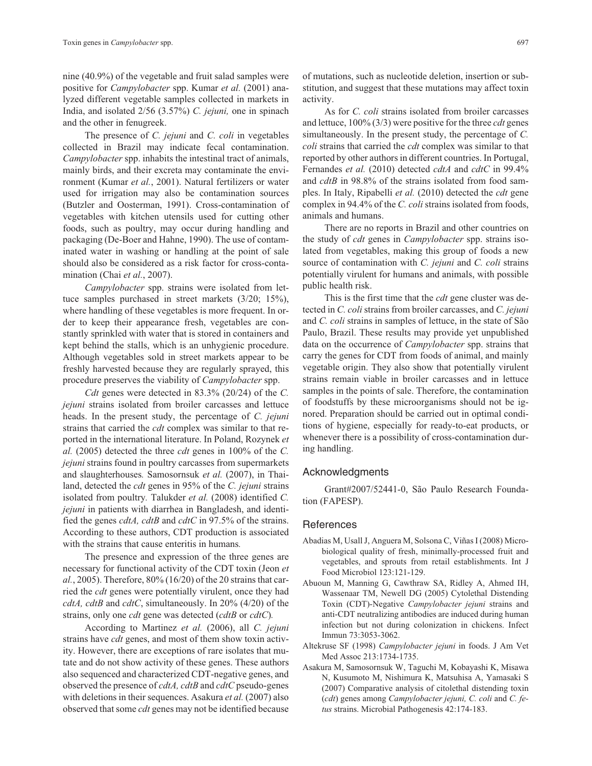nine (40.9%) of the vegetable and fruit salad samples were positive for *Campylobacter* spp. Kumar *et al.* (2001) analyzed different vegetable samples collected in markets in India, and isolated 2/56 (3.57%) *C. jejuni,* one in spinach and the other in fenugreek.

The presence of *C. jejuni* and *C. coli* in vegetables collected in Brazil may indicate fecal contamination. *Campylobacter* spp. inhabits the intestinal tract of animals, mainly birds, and their excreta may contaminate the environment (Kumar *et al.*, 2001). Natural fertilizers or water used for irrigation may also be contamination sources (Butzler and Oosterman, 1991). Cross-contamination of vegetables with kitchen utensils used for cutting other foods, such as poultry, may occur during handling and packaging (De-Boer and Hahne, 1990). The use of contaminated water in washing or handling at the point of sale should also be considered as a risk factor for cross-contamination (Chai *et al.*, 2007).

*Campylobacter* spp. strains were isolated from lettuce samples purchased in street markets (3/20; 15%), where handling of these vegetables is more frequent. In order to keep their appearance fresh, vegetables are constantly sprinkled with water that is stored in containers and kept behind the stalls, which is an unhygienic procedure. Although vegetables sold in street markets appear to be freshly harvested because they are regularly sprayed, this procedure preserves the viability of *Campylobacter* spp.

*Cdt* genes were detected in 83.3% (20/24) of the *C. jejuni* strains isolated from broiler carcasses and lettuce heads. In the present study, the percentage of *C. jejuni* strains that carried the *cdt* complex was similar to that reported in the international literature. In Poland, Rozynek *et al.* (2005) detected the three *cdt* genes in 100% of the *C. jejuni* strains found in poultry carcasses from supermarkets and slaughterhouses*.* Samosornsuk *et al.* (2007), in Thailand, detected the *cdt* genes in 95% of the *C. jejuni* strains isolated from poultry*.* Talukder *et al.* (2008) identified *C. jejuni* in patients with diarrhea in Bangladesh, and identified the genes *cdtA, cdtB* and *cdtC* in 97.5% of the strains. According to these authors, CDT production is associated with the strains that cause enteritis in humans*.*

The presence and expression of the three genes are necessary for functional activity of the CDT toxin (Jeon *et al.*, 2005). Therefore, 80% (16/20) of the 20 strains that carried the *cdt* genes were potentially virulent, once they had *cdtA, cdtB* and *cdtC*, simultaneously. In 20% (4/20) of the strains, only one *cdt* gene was detected (*cdtB* or *cdtC*)*.*

According to Martinez *et al.* (2006), all *C. jejuni* strains have *cdt* genes, and most of them show toxin activity. However, there are exceptions of rare isolates that mutate and do not show activity of these genes. These authors also sequenced and characterized CDT-negative genes, and observed the presence of *cdtA, cdtB* and *cdtC* pseudo-genes with deletions in their sequences. Asakura *et al.* (2007) also observed that some *cdt* genes may not be identified because of mutations, such as nucleotide deletion, insertion or substitution, and suggest that these mutations may affect toxin activity.

As for *C. coli* strains isolated from broiler carcasses and lettuce, 100% (3/3) were positive for the three *cdt* genes simultaneously. In the present study, the percentage of *C. coli* strains that carried the *cdt* complex was similar to that reported by other authors in different countries. In Portugal, Fernandes *et al.* (2010) detected *cdtA* and *cdtC* in 99.4% and *cdtB* in 98.8% of the strains isolated from food samples. In Italy, Ripabelli *et al.* (2010) detected the *cdt* gene complex in 94.4% of the *C. coli* strains isolated from foods, animals and humans.

There are no reports in Brazil and other countries on the study of *cdt* genes in *Campylobacter* spp. strains isolated from vegetables, making this group of foods a new source of contamination with *C. jejuni* and *C. coli* strains potentially virulent for humans and animals, with possible public health risk.

This is the first time that the *cdt* gene cluster was detected in *C. coli* strains from broiler carcasses, and *C. jejuni* and *C. coli* strains in samples of lettuce, in the state of São Paulo, Brazil. These results may provide yet unpublished data on the occurrence of *Campylobacter* spp. strains that carry the genes for CDT from foods of animal, and mainly vegetable origin. They also show that potentially virulent strains remain viable in broiler carcasses and in lettuce samples in the points of sale. Therefore, the contamination of foodstuffs by these microorganisms should not be ignored. Preparation should be carried out in optimal conditions of hygiene, especially for ready-to-eat products, or whenever there is a possibility of cross-contamination during handling.

## Acknowledgments

Grant#2007/52441-0, São Paulo Research Foundation (FAPESP).

## References

- Abadias M, Usall J, Anguera M, Solsona C, Viñas I (2008) Microbiological quality of fresh, minimally-processed fruit and vegetables, and sprouts from retail establishments. Int J Food Microbiol 123:121-129.
- Abuoun M, Manning G, Cawthraw SA, Ridley A, Ahmed IH, Wassenaar TM, Newell DG (2005) Cytolethal Distending Toxin (CDT)-Negative *Campylobacter jejuni* strains and anti-CDT neutralizing antibodies are induced during human infection but not during colonization in chickens. Infect Immun 73:3053-3062.
- Altekruse SF (1998) *Campylobacter jejuni* in foods. J Am Vet Med Assoc 213:1734-1735.
- Asakura M, Samosornsuk W, Taguchi M, Kobayashi K, Misawa N, Kusumoto M, Nishimura K, Matsuhisa A, Yamasaki S (2007) Comparative analysis of citolethal distending toxin (*cdt*) genes among *Campylobacter jejuni, C. coli* and *C. fetus* strains. Microbial Pathogenesis 42:174-183.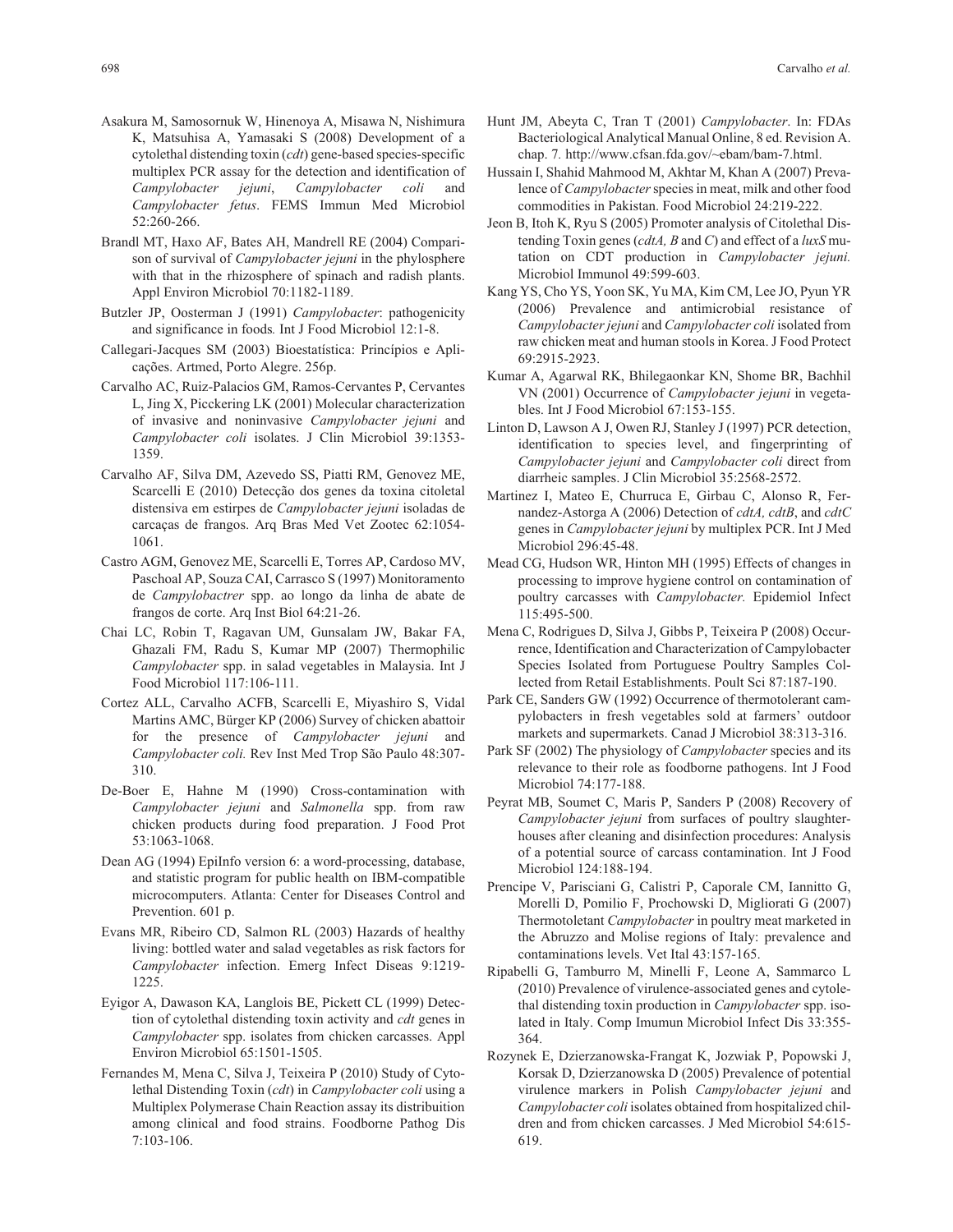Asakura M, Samosornuk W, Hinenoya A, Misawa N, Nishimura K, Matsuhisa A, Yamasaki S (2008) Development of a cytolethal distending toxin (*cdt*) gene-based species-specific multiplex PCR assay for the detection and identification of *Campylobacter jejuni*, *Campylobacter coli* and *Campylobacter fetus*. FEMS Immun Med Microbiol 52:260-266.

Brandl MT, Haxo AF, Bates AH, Mandrell RE (2004) Comparison of survival of *Campylobacter jejuni* in the phylosphere with that in the rhizosphere of spinach and radish plants. Appl Environ Microbiol 70:1182-1189.

Butzler JP, Oosterman J (1991) *Campylobacter*: pathogenicity and significance in foods*.* Int J Food Microbiol 12:1-8.

Callegari-Jacques SM (2003) Bioestatística: Princípios e Aplicações. Artmed, Porto Alegre. 256p.

Carvalho AC, Ruiz-Palacios GM, Ramos-Cervantes P, Cervantes L, Jing X, Picckering LK (2001) Molecular characterization of invasive and noninvasive *Campylobacter jejuni* and *Campylobacter coli* isolates. J Clin Microbiol 39:1353-1359.

Carvalho AF, Silva DM, Azevedo SS, Piatti RM, Genovez ME, Scarcelli E (2010) Detecção dos genes da toxina citoletal distensiva em estirpes de *Campylobacter jejuni* isoladas de carcaças de frangos. Arq Bras Med Vet Zootec 62:1054-1061.

Castro AGM, Genovez ME, Scarcelli E, Torres AP, Cardoso MV, Paschoal AP, Souza CAI, Carrasco S (1997) Monitoramento de *Campylobactrer* spp. ao longo da linha de abate de frangos de corte. Arq Inst Biol 64:21-26.

Chai LC, Robin T, Ragavan UM, Gunsalam JW, Bakar FA, Ghazali FM, Radu S, Kumar MP (2007) Thermophilic *Campylobacter* spp. in salad vegetables in Malaysia. Int J Food Microbiol 117:106-111.

Cortez ALL, Carvalho ACFB, Scarcelli E, Miyashiro S, Vidal Martins AMC, Bürger KP (2006) Survey of chicken abattoir for the presence of *Campylobacter jejuni* and *Campylobacter coli.* Rev Inst Med Trop São Paulo 48:307-310.

De-Boer E, Hahne M (1990) Cross-contamination with *Campylobacter jejuni* and *Salmonella* spp. from raw chicken products during food preparation. J Food Prot 53:1063-1068.

Dean AG (1994) EpiInfo version 6: a word-processing, database, and statistic program for public health on IBM-compatible microcomputers. Atlanta: Center for Diseases Control and Prevention. 601 p.

Evans MR, Ribeiro CD, Salmon RL (2003) Hazards of healthy living: bottled water and salad vegetables as risk factors for *Campylobacter* infection. Emerg Infect Diseas 9:1219-1225.

Eyigor A, Dawason KA, Langlois BE, Pickett CL (1999) Detection of cytolethal distending toxin activity and *cdt* genes in *Campylobacter* spp. isolates from chicken carcasses. Appl Environ Microbiol 65:1501-1505.

Fernandes M, Mena C, Silva J, Teixeira P (2010) Study of Cytolethal Distending Toxin (*cdt*) in *Campylobacter coli* using a Multiplex Polymerase Chain Reaction assay its distribuition among clinical and food strains. Foodborne Pathog Dis 7:103-106.

Hunt JM, Abeyta C, Tran T (2001) *Campylobacter*. In: FDAs Bacteriological Analytical Manual Online, 8 ed. Revision A. chap. 7. http://www.cfsan.fda.gov/~ebam/bam-7.html.

Hussain I, Shahid Mahmood M, Akhtar M, Khan A (2007) Prevalence of *Campylobacter* species in meat, milk and other food commodities in Pakistan. Food Microbiol 24:219-222.

Jeon B, Itoh K, Ryu S (2005) Promoter analysis of Citolethal Distending Toxin genes (*cdtA, B* and *C*) and effect of a *luxS* mutation on CDT production in *Campylobacter jejuni.* Microbiol Immunol 49:599-603.

Kang YS, Cho YS, Yoon SK, Yu MA, Kim CM, Lee JO, Pyun YR (2006) Prevalence and antimicrobial resistance of *Campylobacter jejuni* and *Campylobacter coli* isolated from raw chicken meat and human stools in Korea. J Food Protect 69:2915-2923.

Kumar A, Agarwal RK, Bhilegaonkar KN, Shome BR, Bachhil VN (2001) Occurrence of *Campylobacter jejuni* in vegetables. Int J Food Microbiol 67:153-155.

Linton D, Lawson A J, Owen RJ, Stanley J (1997) PCR detection, identification to species level, and fingerprinting of *Campylobacter jejuni* and *Campylobacter coli* direct from diarrheic samples. J Clin Microbiol 35:2568-2572.

Martinez I, Mateo E, Churruca E, Girbau C, Alonso R, Fernandez-Astorga A (2006) Detection of *cdtA, cdtB*, and *cdtC* genes in *Campylobacter jejuni* by multiplex PCR. Int J Med Microbiol 296:45-48.

Mead CG, Hudson WR, Hinton MH (1995) Effects of changes in processing to improve hygiene control on contamination of poultry carcasses with *Campylobacter.* Epidemiol Infect 115:495-500.

Mena C, Rodrigues D, Silva J, Gibbs P, Teixeira P (2008) Occurrence, Identification and Characterization of Campylobacter Species Isolated from Portuguese Poultry Samples Collected from Retail Establishments. Poult Sci 87:187-190.

Park CE, Sanders GW (1992) Occurrence of thermotolerant campylobacters in fresh vegetables sold at farmers' outdoor markets and supermarkets. Canad J Microbiol 38:313-316.

Park SF (2002) The physiology of *Campylobacter* species and its relevance to their role as foodborne pathogens. Int J Food Microbiol 74:177-188.

Peyrat MB, Soumet C, Maris P, Sanders P (2008) Recovery of *Campylobacter jejuni* from surfaces of poultry slaughterhouses after cleaning and disinfection procedures: Analysis of a potential source of carcass contamination. Int J Food Microbiol 124:188-194.

Prencipe V, Parisciani G, Calistri P, Caporale CM, Iannitto G, Morelli D, Pomilio F, Prochowski D, Migliorati G (2007) Thermotoletant *Campylobacter* in poultry meat marketed in the Abruzzo and Molise regions of Italy: prevalence and contaminations levels. Vet Ital 43:157-165.

Ripabelli G, Tamburro M, Minelli F, Leone A, Sammarco L (2010) Prevalence of virulence-associated genes and cytolethal distending toxin production in *Campylobacter* spp. isolated in Italy. Comp Imumun Microbiol Infect Dis 33:355-364.

Rozynek E, Dzierzanowska-Frangat K, Jozwiak P, Popowski J, Korsak D, Dzierzanowska D (2005) Prevalence of potential virulence markers in Polish *Campylobacter jejuni* and *Campylobacter coli* isolates obtained from hospitalized children and from chicken carcasses. J Med Microbiol 54:615-619.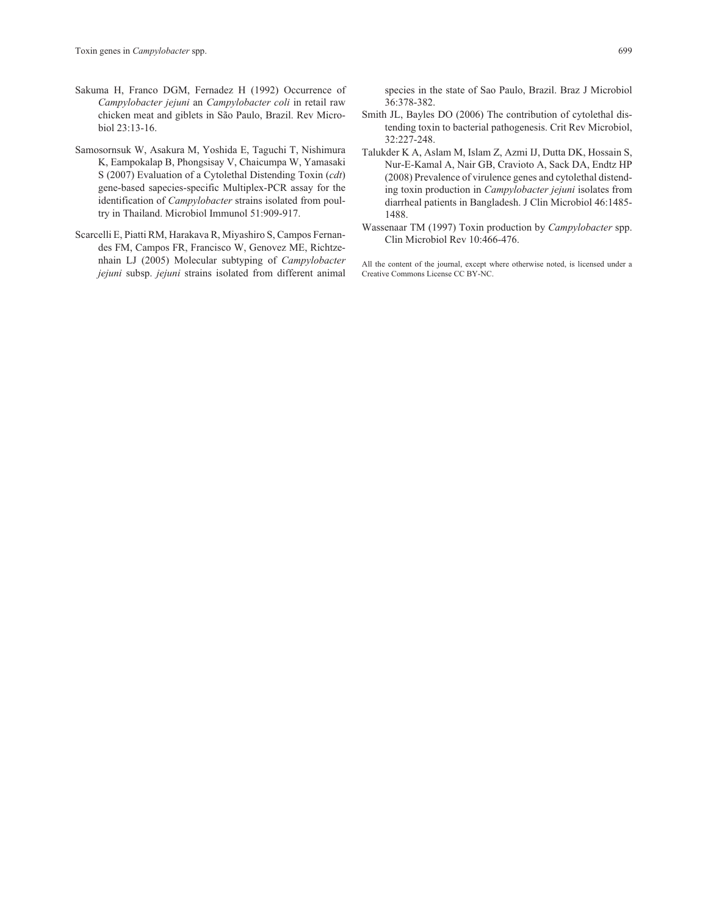Sakuma H, Franco DGM, Fernadez H (1992) Occurrence of *Campylobacter jejuni* an *Campylobacter coli* in retail raw chicken meat and giblets in São Paulo, Brazil. Rev Microbiol 23:13-16.

Samosornsuk W, Asakura M, Yoshida E, Taguchi T, Nishimura K, Eampokalap B, Phongsisay V, Chaicumpa W, Yamasaki S (2007) Evaluation of a Cytolethal Distending Toxin (*cdt*) gene-based sapecies-specific Multiplex-PCR assay for the identification of *Campylobacter* strains isolated from poultry in Thailand. Microbiol Immunol 51:909-917.

Scarcelli E, Piatti RM, Harakava R, Miyashiro S, Campos Fernandes FM, Campos FR, Francisco W, Genovez ME, Richtzenhain LJ (2005) Molecular subtyping of *Campylobacter jejuni* subsp. *jejuni* strains isolated from different animal species in the state of Sao Paulo, Brazil. Braz J Microbiol 36:378-382.

Smith JL, Bayles DO (2006) The contribution of cytolethal distending toxin to bacterial pathogenesis. Crit Rev Microbiol, 32:227-248.

Talukder K A, Aslam M, Islam Z, Azmi IJ, Dutta DK, Hossain S, Nur-E-Kamal A, Nair GB, Cravioto A, Sack DA, Endtz HP (2008) Prevalence of virulence genes and cytolethal distending toxin production in *Campylobacter jejuni* isolates from diarrheal patients in Bangladesh. J Clin Microbiol 46:1485-1488.

Wassenaar TM (1997) Toxin production by *Campylobacter* spp. Clin Microbiol Rev 10:466-476.

All the content of the journal, except where otherwise noted, is licensed under a Creative Commons License CC BY-NC.